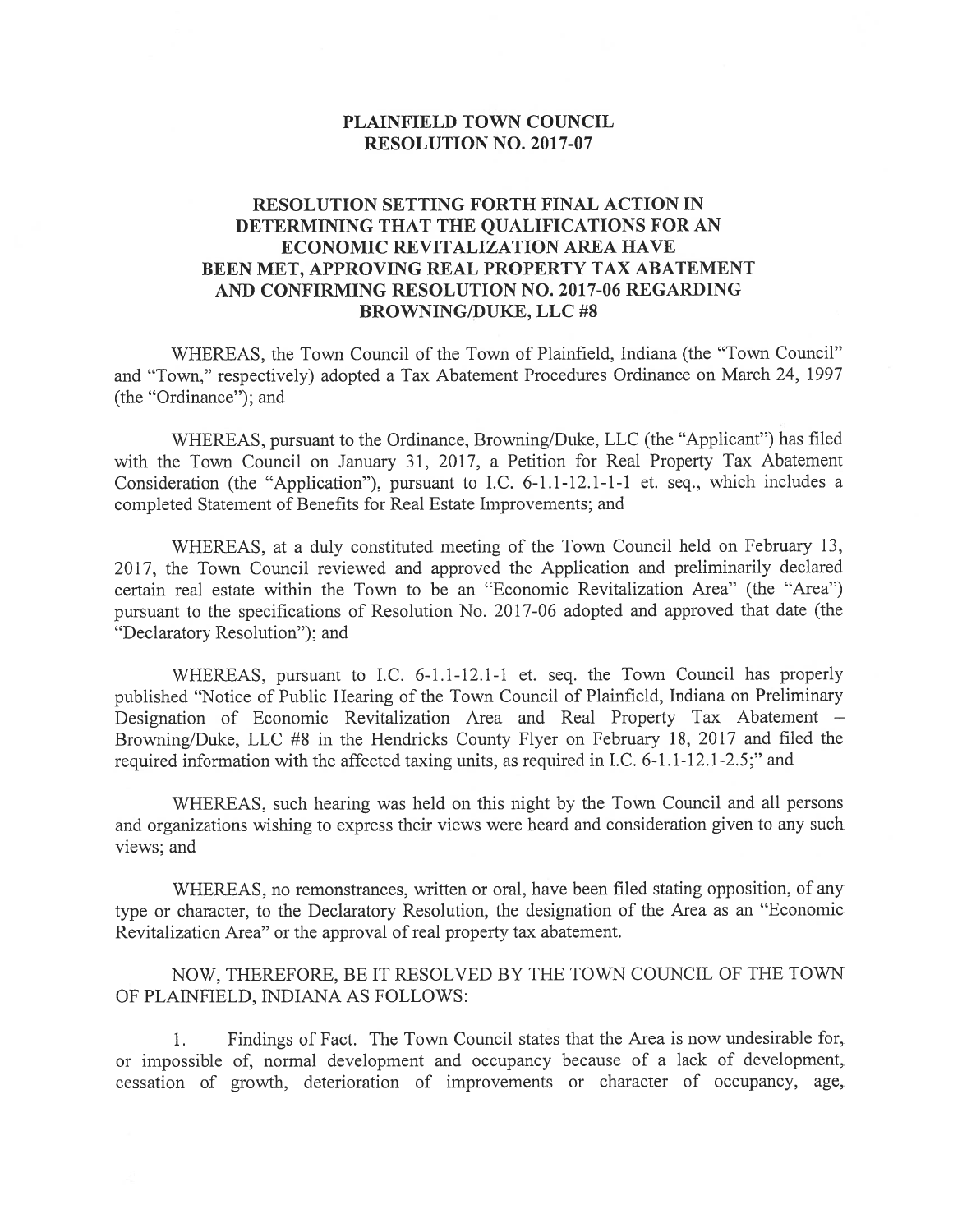# PLAINFIELD TOWN COUNCIL
# RESOLUTION NO. 2017-07

## RESOLUTION SETTING FORTH FINAL ACTION IN DETERMINING THAT THE QUALIFICATIONS FOR AN ECONOMIC REVITALIZATION AREA HAVE BEEN MET, APPROVING REAL PROPERTY TAX ABATEMENT AND CONFIRMING RESOLUTION NO. 2017-06 REGARDING BROWNING/DUKE, LLC #8

WHEREAS, the Town Council of the Town of Plainfield, Indiana (the "Town Council" and "Town," respectively) adopted a Tax Abatement Procedures Ordinance on March 24, 1997 (the "Ordinance"); and

WHEREAS, pursuant to the Ordinance, Browning/Duke, LLC (the "Applicant") has filed with the Town Council on January 31, 2017, a Petition for Real Property Tax Abatement Consideration (the "Application"), pursuant to I.C. 6-1.1-12.1-1-1 et. seq., which includes a completed Statement of Benefits for Real Estate Improvements; and

WHEREAS, at a duly constituted meeting of the Town Council held on February 13, 2017, the Town Council reviewed and approved the Application and preliminarily declared certain real estate within the Town to be an "Economic Revitalization Area" (the "Area") pursuant to the specifications of Resolution No. 2017-06 adopted and approved that date (the "Declaratory Resolution"); and

WHEREAS, pursuant to I.C. 6-1.1-12.1-1 et. seq. the Town Council has properly published "Notice of Public Hearing of the Town Council of Plainfield, Indiana on Preliminary Designation of Economic Revitalization Area and Real Property Tax Abatement – Browning/Duke, LLC #8 in the Hendricks County Flyer on February 18, 2017 and filed the required information with the affected taxing units, as required in I.C. 6-1.1-12.1-2.5;" and

WHEREAS, such hearing was held on this night by the Town Council and all persons and organizations wishing to express their views were heard and consideration given to any such views; and

WHEREAS, no remonstrances, written or oral, have been filed stating opposition, of any type or character, to the Declaratory Resolution, the designation of the Area as an "Economic Revitalization Area" or the approval of real property tax abatement.

NOW, THEREFORE, BE IT RESOLVED BY THE TOWN COUNCIL OF THE TOWN OF PLAINFIELD, INDIANA AS FOLLOWS:

1. Findings of Fact. The Town Council states that the Area is now undesirable for, or impossible of, normal development and occupancy because of a lack of development, cessation of growth, deterioration of improvements or character of occupancy, age,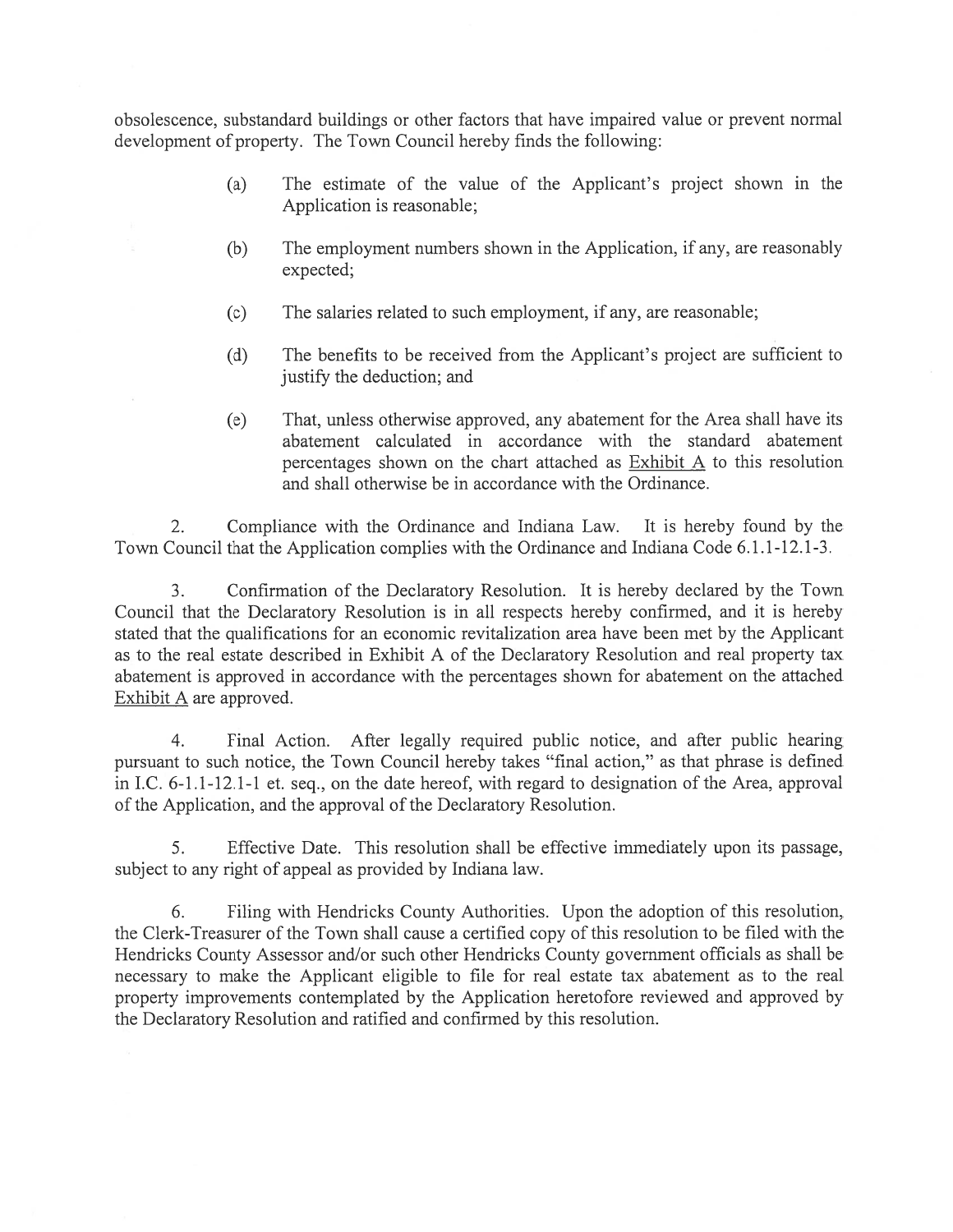obsolescence, substandard buildings or other factors that have impaired value or prevent normal development of property. The Town Council hereby finds the following:

(a) The estimate of the value of the Applicant's project shown in the Application is reasonable;

(b) The employment numbers shown in the Application, if any, are reasonably expected;

(c) The salaries related to such employment, if any, are reasonable;

(d) The benefits to be received from the Applicant's project are sufficient to justify the deduction; and

(e) That, unless otherwise approved, any abatement for the Area shall have its abatement calculated in accordance with the standard abatement percentages shown on the chart attached as Exhibit A to this resolution and shall otherwise be in accordance with the Ordinance.

2. Compliance with the Ordinance and Indiana Law. It is hereby found by the Town Council that the Application complies with the Ordinance and Indiana Code 6.1.1-12.1-3.

3. Confirmation of the Declaratory Resolution. It is hereby declared by the Town Council that the Declaratory Resolution is in all respects hereby confirmed, and it is hereby stated that the qualifications for an economic revitalization area have been met by the Applicant as to the real estate described in Exhibit A of the Declaratory Resolution and real property tax abatement is approved in accordance with the percentages shown for abatement on the attached Exhibit A are approved.

4. Final Action. After legally required public notice, and after public hearing pursuant to such notice, the Town Council hereby takes "final action," as that phrase is defined in I.C. 6-1.1-12.1-1 et. seq., on the date hereof, with regard to designation of the Area, approval of the Application, and the approval of the Declaratory Resolution.

5. Effective Date. This resolution shall be effective immediately upon its passage, subject to any right of appeal as provided by Indiana law.

6. Filing with Hendricks County Authorities. Upon the adoption of this resolution, the Clerk-Treasurer of the Town shall cause a certified copy of this resolution to be filed with the Hendricks County Assessor and/or such other Hendricks County government officials as shall be necessary to make the Applicant eligible to file for real estate tax abatement as to the real property improvements contemplated by the Application heretofore reviewed and approved by the Declaratory Resolution and ratified and confirmed by this resolution.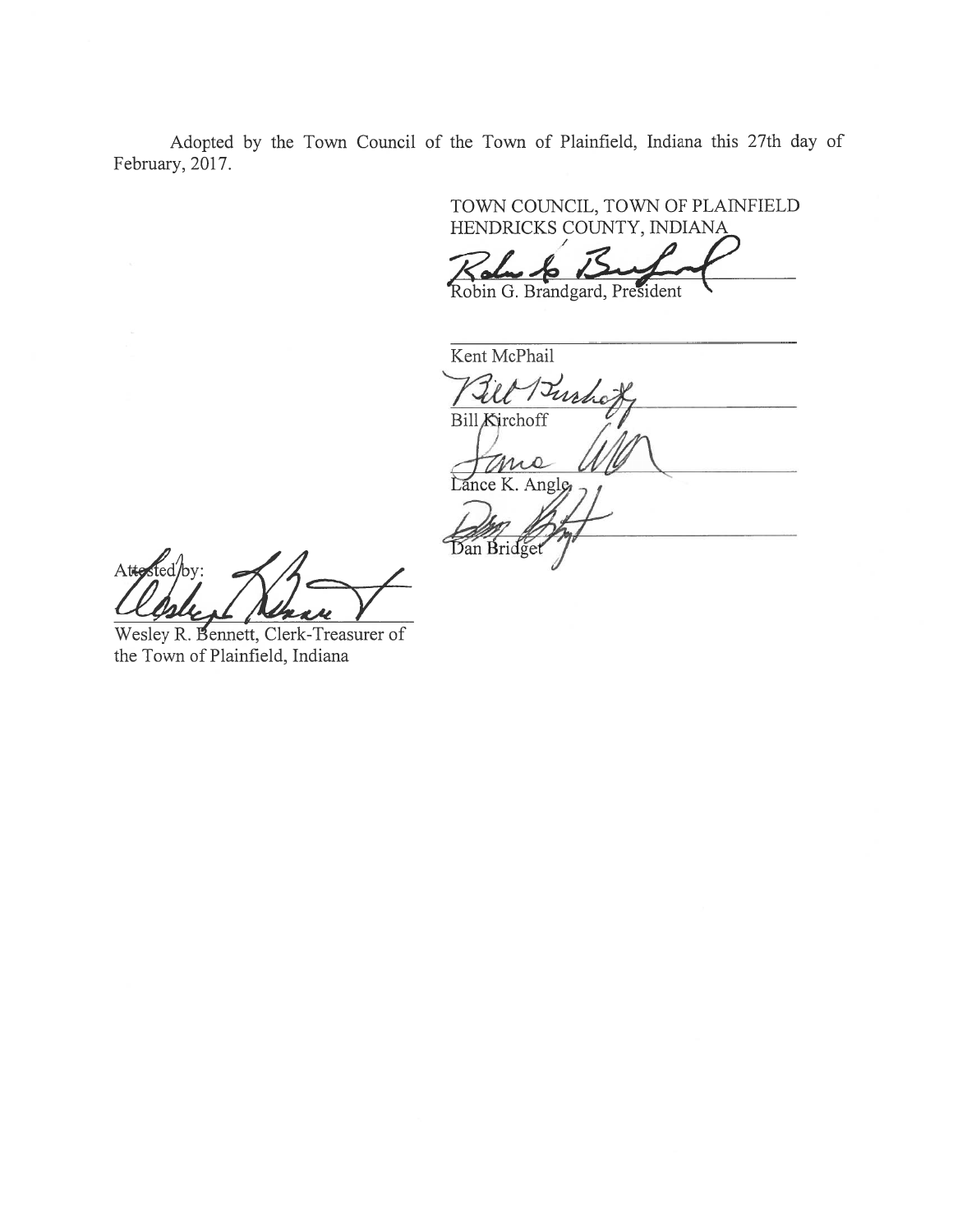Adopted by the Town Council of the Town of Plainfield, Indiana this 27th day of February, 2017.

TOWN COUNCIL, TOWN OF PLAINFIELD
HENDRICKS COUNTY, INDIANA

Robin G. Brandgard, President

Kent McPhail

Bill Kirchoff

Lance K. Angle

Dan Bridget

Attested by:

Wesley R. Bennett, Clerk-Treasurer of the Town of Plainfield, Indiana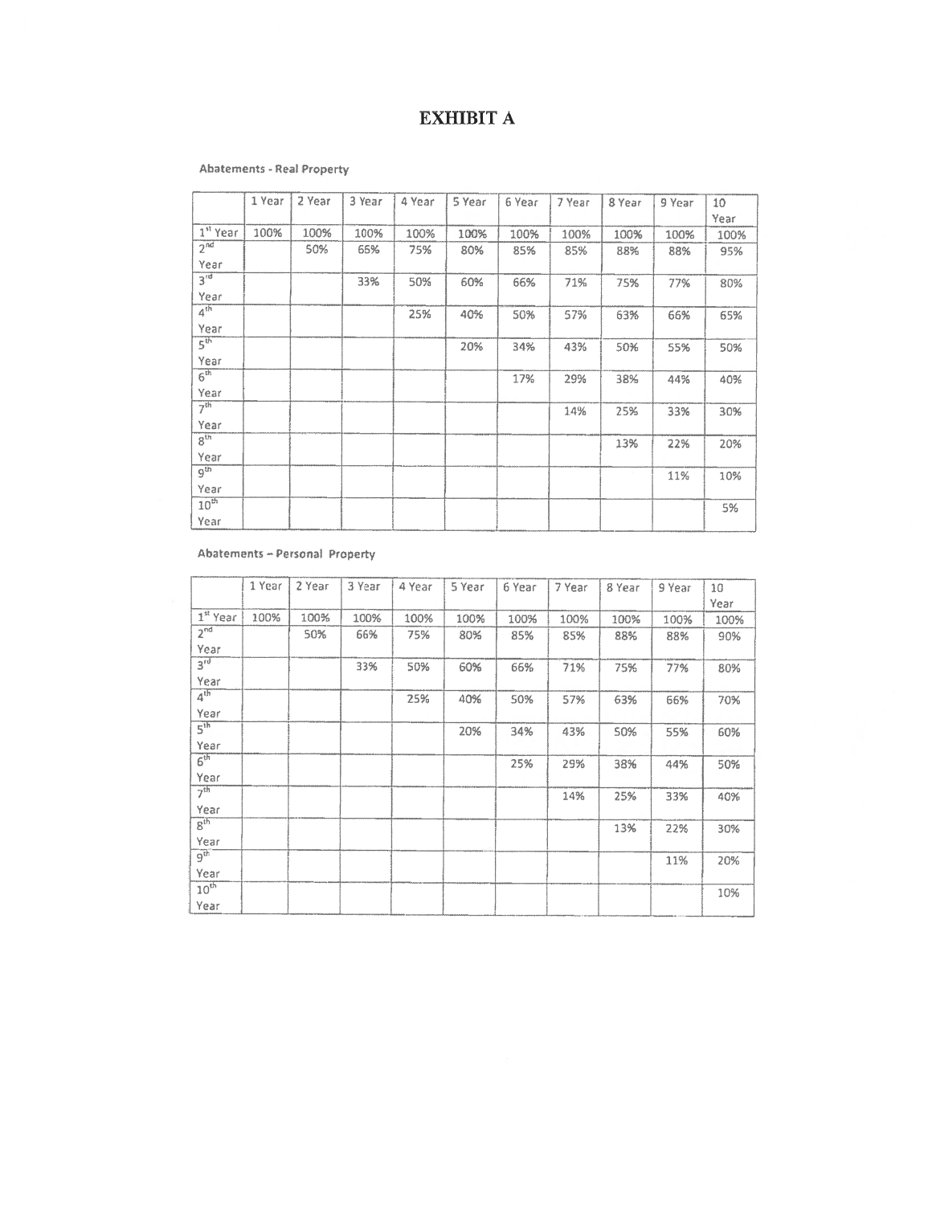# EXHIBIT A

Abatements - Real Property

| | 1 Year | 2 Year | 3 Year | 4 Year | 5 Year | 6 Year | 7 Year | 8 Year | 9 Year | 10 Year |
|---|---|---|---|---|---|---|---|---|---|---|
| 1st Year | 100% | 100% | 100% | 100% | 100% | 100% | 100% | 100% | 100% | 100% |
| 2nd Year | | 50% | 66% | 75% | 80% | 85% | 85% | 88% | 88% | 95% |
| 3rd Year | | | 33% | 50% | 60% | 66% | 71% | 75% | 77% | 80% |
| 4th Year | | | | 25% | 40% | 50% | 57% | 63% | 66% | 65% |
| 5th Year | | | | | 20% | 34% | 43% | 50% | 55% | 50% |
| 6th Year | | | | | | 17% | 29% | 38% | 44% | 40% |
| 7th Year | | | | | | | 14% | 25% | 33% | 30% |
| 8th Year | | | | | | | | 13% | 22% | 20% |
| 9th Year | | | | | | | | | 11% | 10% |
| 10th Year | | | | | | | | | | 5% |

Abatements – Personal Property

| | 1 Year | 2 Year | 3 Year | 4 Year | 5 Year | 6 Year | 7 Year | 8 Year | 9 Year | 10 Year |
|---|---|---|---|---|---|---|---|---|---|---|
| 1st Year | 100% | 100% | 100% | 100% | 100% | 100% | 100% | 100% | 100% | 100% |
| 2nd Year | | 50% | 66% | 75% | 80% | 85% | 85% | 88% | 88% | 90% |
| 3rd Year | | | 33% | 50% | 60% | 66% | 71% | 75% | 77% | 80% |
| 4th Year | | | | 25% | 40% | 50% | 57% | 63% | 66% | 70% |
| 5th Year | | | | | 20% | 34% | 43% | 50% | 55% | 60% |
| 6th Year | | | | | | 25% | 29% | 38% | 44% | 50% |
| 7th Year | | | | | | | 14% | 25% | 33% | 40% |
| 8th Year | | | | | | | | 13% | 22% | 30% |
| 9th Year | | | | | | | | | 11% | 20% |
| 10th Year | | | | | | | | | | 10% |